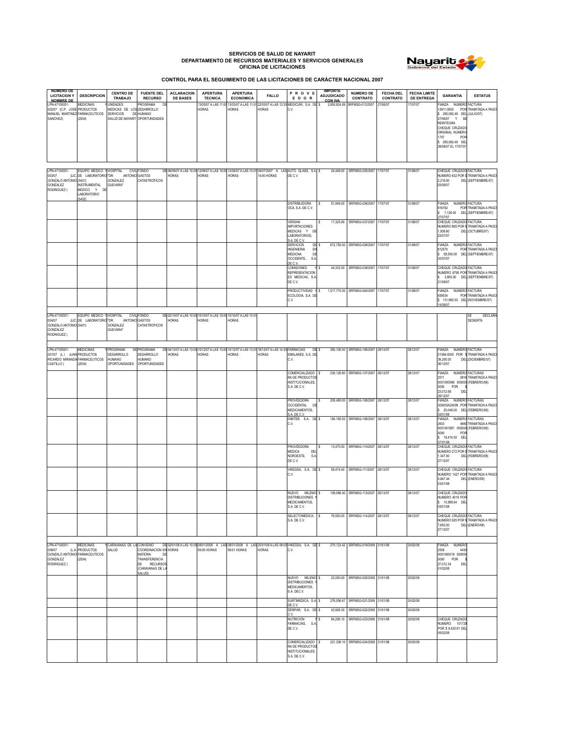# SERVICIOS DE SALUD DE NAYARIT
## DEPARTAMENTO DE RECURSOS MATERIALES Y SERVICIOS GENERALES
## OFICINA DE LICITACIONES

### CONTROL PARA EL SEGUIMIENTO DE LAS LICITACIONES DE CARÁCTER NACIONAL 2007

| NUMERO DE LICITACION Y NOMBRE DE | DESCRIPCION | CENTRO DE TRABAJO | FUENTE DEL RECURSO | ACLARACION DE BASES | APERTURA TECNICA | APERTURA ECONOMICA | FALLO | P R O V E E D O R | IMPORTE ADJUDICADO CON IVA | NUMERO DE CONTRATO | FECHA DEL CONTRATO | FECHA LIMITE DE ENTREGA | GARANTIA | ESTATUS |
|---|---|---|---|---|---|---|---|---|---|---|---|---|---|---|
| LPN-47100001-002/07 (C.P. JOSE MANUEL MARTINEZ SANCHEZ) | MEDICINAS Y PRODUCTOS FARMACEUTICOS (2504) | UNIDADES MEDICAS DE LOS SERVICIOS DE SALUD DE NAYARIT | PROGRAMA DE DESARROLLO HUMANO OPORTUNIDADES | | 13/03/07 A LAS 11:00 HORAS | 13/03/07 A LAS 11:01 HORAS | 22/03/07 A LAS 12:30 HORAS | MEDICURI, S.A. DE C.V. | $ 2,850,824.89 | SRFMSG-013/2007 | 27/06/07 | 17/07/07 | FIANZA NUMERO 12911-0000 POR $ 285,082.49 DEL 27/06/07 Y SE REINTEGRA CHEQUE CRUZADO ORIGINAL NUMERO 1707 POR $ 285,082.49 DEL 29/06/07 EL 17/07/07 | FACTURA TRAMITADA A PAGO (JULIO/07) |
| LPN-47100001-003/07 (LIC. GONZALO ANTONIO GONZALEZ RODRIGUEZ ) | EQUIPO MEDICO Y DE LABORATORIO (5401) INSTRUMENTAL MEDICO Y DE LABORATORIO (5402) | HOSPITAL CIVIL "DR. ANTONIO GONZALEZ GUEVARA" | FONDO DE GASTOS CATASTROFICOS | 06/06/07 A LAS 10:00 HORAS | 12/06/07 A LAS 10:00 HORAS | 12/06/07 A LAS 10:01 HORAS | 09/07/2007 A LAS 14:00 HORAS | AUTO GLASS, S.A. DE C.V. | $ 24,449.00 | SRFMSG-035/2007 | 17/07/07 | 31/08/07 | CHEQUE CRUZADO NUMERO 632 POR $ 2,216.00 DEL 03/08/07 | FACTURA TRAMITADA A PAGO (SEPTIEMBRE/07) |
| | | | | | | | | DISTRIBUIDORA OCA, S.A. DE C.V. | $ 81,949.00 | SRFMSG-036/2007 | 17/07/07 | 31/08/07 | FIANZA NUMERO 816762 POR $ 7,126.00 DEL 27/07/07 | FACTURA TRAMITADA A PAGO (SEPTIEMBRE/07) |
| | | | | | | | | VERSAN IMPORTACIONES MEDICAS Y DE LABORATORIOS, S.A. DE C.V. | $ 17,325.90 | SRFMSG-037/2007 | 17/07/07 | 31/08/07 | CHEQUE CRUZADO NUMERO 665 POR $ 1,506.60 DEL 23/07/07 | FACTURA TRAMITADA A PAGO (OCTUBRE/07) |
| | | | | | | | | SERVICIOS DE INGENIERIA EN MEDICINA DE OCCIDENTE, S.A. DE C.V. | $ 672,750.00 | SRFMSG-038/2007 | 17/07/07 | 31/08/07 | FIANZA NUMERO 812570 POR $ 58,500.00 DEL 20/07/07 | FACTURA TRAMITADA A PAGO (SEPTIEMBRE/07) |
| | | | | | | | | COMISIONES Y REPRESENTACIONES MEDICAS, S.A. DE C.V. | $ 44,332.50 | SRFMSG-039/2007 | 17/07/07 | 31/08/07 | CHEQUE CRUZADO NUMERO 8795 POR $ 3,855.00 DEL 21/09/07 | FACTURA TRAMITADA A PAGO (SEPTIEMBRE/07) |
| | | | | | | | | PRODUCTIVIDAD Y ECOLOGIA, S.A. DE C.V. | $ 1,517,770.00 | SRFMSG-040/2007 | 17/07/07 | 31/08/07 | FIANZA NUMERO 939534 POR $ 131,980.00 DEL 14/08/07 | FACTURA TRAMITADA A PAGO (NOVIEMBRE/07) |
| LPN-47100001-004/07 (LIC. GONZALO ANTONIO GONZALEZ RODRIGUEZ ) | EQUIPO MEDICO Y DE LABORATORIO (5401) | HOSPITAL CIVIL "DR. ANTONIO GONZALEZ GUEVARA" | FONDO DE GASTOS CATASTROFICOS | 02/10/07 A LAS 10:00 HORAS | 10/10/07 A LAS 10:00 HORAS | 10/10/07 A LAS 10:01 HORAS | | | | | | | | SE DECLARA DESIERTA |
| LPN-47100001-007/07 (L.I. JUAN RICARDO MIRANDA CASTILLO ) | MEDICINAS Y PRODUCTOS FARMACEUTICOS (2504) | PROGRAMA DE DESARROLLO HUMANO OPORTUNIDADES | PROGRAMA DE DESARROLLO HUMANO OPORTUNIDADES | 04/12/07 A LAS 13:00 HORAS | 10/12/07 A LAS 13:00 HORAS | 10/12/07 A LAS 13:01 HORAS | 18/12/07 A LAS 14:30 HORAS | FARMACIAS SIMILARES, S.A. DE C.V. | $ 392,100.00 | SRFMSG-106/2007 | 26/12/07 | 28/12/07 | FIANZA NUMERO 51396-0000 POR $ 39,200.00 DEL 26/12/07 | FACTURA TRAMITADA A PAGO (DICIEMBRE/07) |
| | | | | | | | | COMERCIALIZADORA DE PRODUCTOS INSTITUCIONALES, S.A. DE C.V. | $ 230,126.80 | SRFMSG-107/2007 | 26/12/07 | 28/12/07 | FIANZA NUMERO 2511 0816 0001000086 000000 0000 POR $ 23,012.68 DEL 26/12/07 | FACTURAS TRAMITADA A PAGO (FEBRERO/08) |
| | | | | | | | | PROVEEDORA OCCIDENTAL DE MEDICAMENTOS, S.A. DE C.V. | $ 200,480.00 | SRFMSG-108/2007 | 26/12/07 | 28/12/07 | FIANZA NUMERO 000003A20008 POR $ 20,048.00 DEL 02/01/08 | FACTURAS TRAMITADA A PAGO (FEBRERO/08) |
| | | | | | | | | DIBITER, S.A. DE C.V. | $ 184,165.00 | SRFMSG-109/2007 | 26/12/07 | 28/12/07 | FIANZA NUMERO 2603 4980 0001001881 000000 0000 POR $ 18,416.50 DEL 07/01/08 | FACTURAS TRAMITADA A PAGO (FEBRERO/08) |
| | | | | | | | | PROVEEDORA MEDICA DEL NOROESTE, S.A. DE C.V. | $ 13,470.00 | SRFMSG-110/2007 | 26/12/07 | 28/12/07 | CHEQUE CRUZADO NUMERO 272 POR $ 1,347.00 DEL 27/12/07 | FACTURA TRAMITADA A PAGO (FEBRERO/08) |
| | | | | | | | | VIKEGSA, S.A. DE C.V. | $ 58,474.40 | SRFMSG-111/2007 | 26/12/07 | 28/12/07 | CHEQUE CRUZADO NUMERO 1427 POR $ 5,847.44 DEL 03/01/08 | FACTURA TRAMITADA A PAGO (ENERO/08) |
| | | | | | | | | NUEVO MILENIO DISTRIBUCIONES Y MEDICAMENTOS, S.A. DE C.V. | $ 109,586.40 | SRFMSG-113/2007 | 26/12/07 | 28/12/07 | CHEQUE CRUZADO NUMERO 4019 POR $ 10,958.64 DEL 03/01/08 | |
| | | | | | | | | SELECTOMEDICA, S.A. DE C.V. | $ 76,500.00 | SRFMSG-114/2007 | 26/12/07 | 28/12/07 | CHEQUE CRUZADO NUMERO 925 POR $ 7,650.00 DEL 27/12/07 | FACTURA TRAMITADA A PAGO (ENERO/08) |
| LPN-47100001-008/07 (L.A. GONZALO ANTONIO GONZALEZ RODRIGUEZ ) | MEDICINAS Y PRODUCTOS FARMACEUTICOS (2504) | CARAVANAS DE LA SALUD | CONVENIO DE COORDINACION EN MATERIA DE TRANSFERENCIA DE RECURSOS (CARAVANAS DE LA SALUD) | 02/01/08 A LAS 10:00 HORAS | 08/01/2008 A LAS 09:00 HORAS | 08/01/2008 A LAS 09:01 HORAS | 25/01/08 A LAS 09:00 HORAS | VIKEGSA, S.A. DE C.V. | $ 270,123.42 | SRFMSG-019/2008 | 31/01/08 | 20/02/08 | FIANZA NUMERO 2509 4430 0001000018 000000 0000 POR $ 27,012.34 DEL 01/02/08 | |
| | | | | | | | | NUEVO MILENIO DISTRIBUCIONES Y MEDICAMENTOS, S.A. DEC.V. | $ 22,000.00 | SRFMSG-020/2008 | 31/01/08 | 20/02/08 | | |
| | | | | | | | | SURTIMEDICA, S.A. DE C.V. | $ 276,556.67 | SRFMSG-021/2008 | 31/01/08 | 20/02/08 | | |
| | | | | | | | | ZERIFAR, S.A. DE C.V. | $ 43,926.30 | SRFMSG-022/2008 | 31/01/08 | 20/02/08 | | |
| | | | | | | | | NUTRICION Y FARMACIAS, S.A. DE C.V. | $ 84,206.10 | SRFMSG-023/2008 | 31/01/08 | 20/02/08 | CHEQUE CRUZADO NUMERO 101728 POR $ 8,420.61 DEL 05/02/08 | |
| | | | | | | | | COMERCIALIZADORA DE PRODUCTOS INSTITUCIONALES, S.A. DE C.V. | $ 221,336.10 | SRFMSG-024/2008 | 31/01/08 | 20/02/08 | | |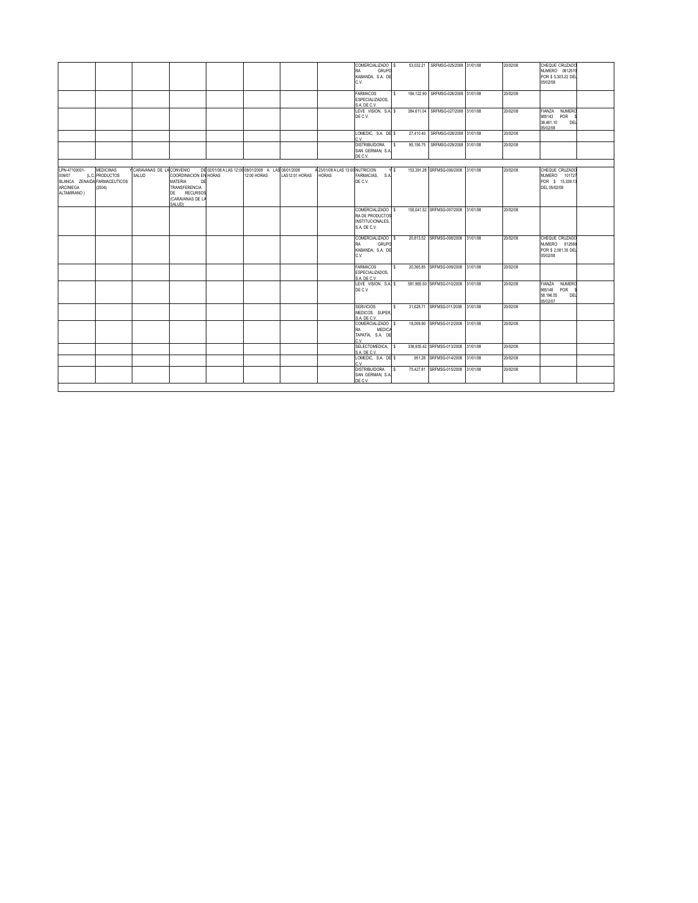| | | | | | | | | | | | | | | |
|---|---|---|---|---|---|---|---|---|---|---|---|---|---|---|
| | | | | | | | | COMERCIALIZADORA GRUPO KABANDA, S.A. DE C.V. | $ 53,032.21 | SRFMSG-025/2008 | 31/01/08 | 20/02/08 | CHEQUE CRUZADO NUMERO 0812570 POR $ 5,303.22 DEL 05/02/08 | |
| | | | | | | | | FARMACOS ESPECIALIZADOS, S.A. DE C.V. | $ 184,122.90 | SRFMSG-026/2008 | 31/01/08 | 20/02/08 | | |
| | | | | | | | | LEVE VISION, S.A. DE C.V. | $ 384,611.04 | SRFMSG-027/2008 | 31/01/08 | 20/02/08 | FIANZA NUMERO 985143 POR $ 38,461.10 DEL 05/02/08 | |
| | | | | | | | | LOMEDIC, S.A. DE C.V. | $ 27,410.40 | SRFMSG-028/2008 | 31/01/08 | 20/02/08 | | |
| | | | | | | | | DISTRIBUIDORA SAN GERMAN, S.A. DE C.V. | $ 95,156.75 | SRFMSG-029/2008 | 31/01/08 | 20/02/08 | | |
| | | | | | | | | | | | | | | |
| LPN-47100001-009/07 (L.C. BLANCA ZENAIDA ARCINIEGA ALTAMIRANO) | MEDICINAS Y PRODUCTOS FARMACEUTICOS (2504) | CARAVANAS DE LA SALUD | CONVENIO DE COORDINACION EN MATERIA DE TRANSFERENCIA DE RECURSOS (CARAVANAS DE LA SALUD) | 02/01/08 A LAS 12:00 HORAS | 08/01/2008 A LAS 12:00 HORAS | 08/01/2008 A LAS12:01 HORAS | 23/01/08 A LAS 13:00 HORAS | NUTRICION Y FARMACIAS, S.A. DE C.V. | $ 153,391.28 | SRFMSG-006/2008 | 31/01/08 | 20/02/08 | CHEQUE CRUZADO NUMERO 1017271 POR $ 15,339.13 DEL 05/02/08 | |
| | | | | | | | | COMERCIALIZADORA DE PRODUCTOS INSTITUCIONALES, S.A. DE C.V. | $ 150,041.52 | SRFMSG-007/2008 | 31/01/08 | 20/02/08 | | |
| | | | | | | | | COMERCIALIZADORA GRUPO KABANDA, S.A. DE C.V. | $ 20,813.52 | SRFMSG-008/2008 | 31/01/08 | 20/02/08 | CHEQUE CRUZADO NUMERO 812569 POR $ 2,081.35 DEL 05/02/08 | |
| | | | | | | | | FARMACOS ESPECIALIZADOS, S.A. DE C.V. | $ 20,365.85 | SRFMSG-009/2008 | 31/01/08 | 20/02/08 | | |
| | | | | | | | | LEVE VISION, S.A. DE C.V. | $ 581,965.50 | SRFMSG-010/2008 | 31/01/08 | 20/02/08 | FIANZA NUMERO 985148 POR $ 58,196.55 DEL 05/02/07 | |
| | | | | | | | | SERVICIOS MEDICOS SUPER, S.A. DE C.V. | $ 31,628.71 | SRFMSG-011/2008 | 31/01/08 | 20/02/08 | | |
| | | | | | | | | COMERCIALIZADORA MEDICA TAPATÍA, S.A. DE C.V. | $ 18,009.90 | SRFMSG-012/2008 | 31/01/08 | 20/02/08 | | |
| | | | | | | | | SELECTOMEDICA, S.A. DE C.V. | $ 338,935.42 | SRFMSG-013/2008 | 31/01/08 | 20/02/08 | | |
| | | | | | | | | LOMEDIC, S.A. DE C.V. | $ 951.28 | SRFMSG-014/2008 | 31/01/08 | 20/02/08 | | |
| | | | | | | | | DISTRIBUIDORA SAN GERMAN, S.A. DE C.V. | $ 75,427.81 | SRFMSG-015/2008 | 31/01/08 | 20/02/08 | | |